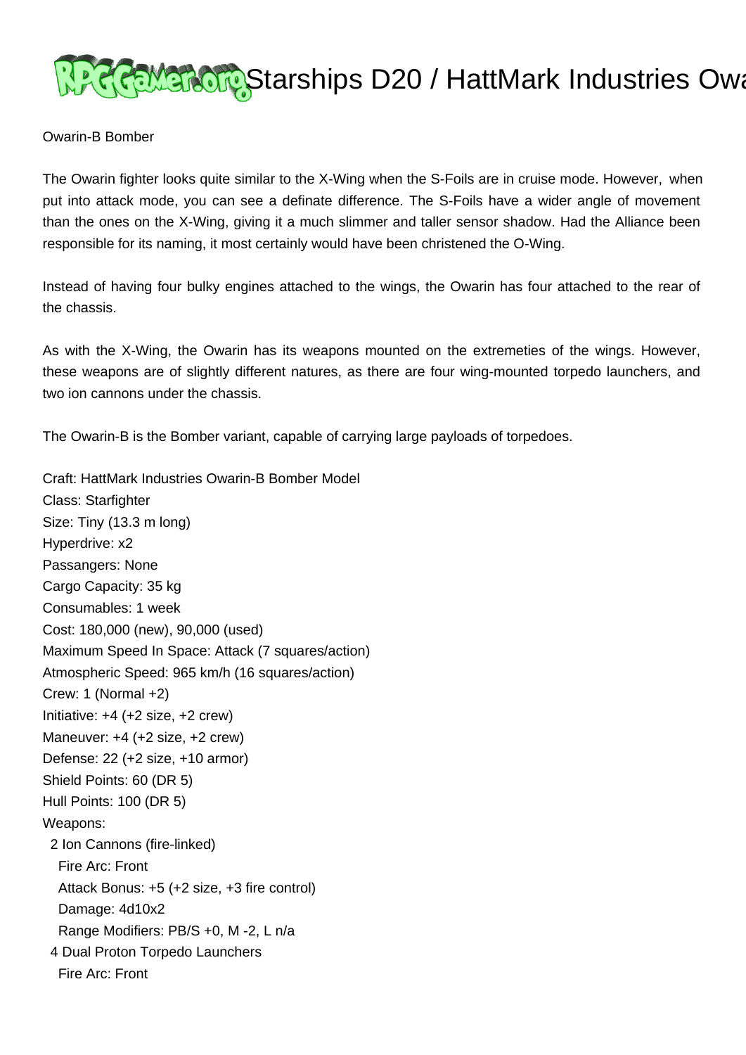# Starships D20 / HattMark Industries Owa

Owarin-B Bomber

The Owarin fighter looks quite similar to the X-Wing when the S-Foils are in cruise mode. However, when put into attack mode, you can see a definate difference. The S-Foils have a wider angle of movement than the ones on the X-Wing, giving it a much slimmer and taller sensor shadow. Had the Alliance been responsible for its naming, it most certainly would have been christened the O-Wing.

Instead of having four bulky engines attached to the wings, the Owarin has four attached to the rear of the chassis.

As with the X-Wing, the Owarin has its weapons mounted on the extremeties of the wings. However, these weapons are of slightly different natures, as there are four wing-mounted torpedo launchers, and two ion cannons under the chassis.

The Owarin-B is the Bomber variant, capable of carrying large payloads of torpedoes.

Craft: HattMark Industries Owarin-B Bomber Model
Class: Starfighter
Size: Tiny (13.3 m long)
Hyperdrive: x2
Passangers: None
Cargo Capacity: 35 kg
Consumables: 1 week
Cost: 180,000 (new), 90,000 (used)
Maximum Speed In Space: Attack (7 squares/action)
Atmospheric Speed: 965 km/h (16 squares/action)
Crew: 1 (Normal +2)
Initiative: +4 (+2 size, +2 crew)
Maneuver: +4 (+2 size, +2 crew)
Defense: 22 (+2 size, +10 armor)
Shield Points: 60 (DR 5)
Hull Points: 100 (DR 5)
Weapons:
  2 Ion Cannons (fire-linked)
    Fire Arc: Front
    Attack Bonus: +5 (+2 size, +3 fire control)
    Damage: 4d10x2
    Range Modifiers: PB/S +0, M -2, L n/a
  4 Dual Proton Torpedo Launchers
    Fire Arc: Front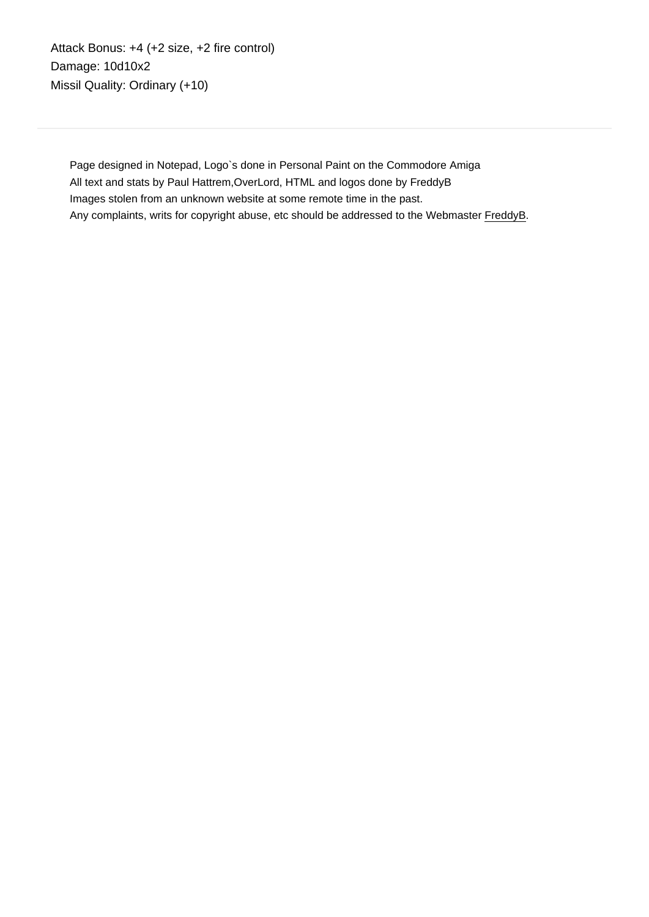Attack Bonus: +4 (+2 size, +2 fire control)
Damage: 10d10x2
Missil Quality: Ordinary (+10)

---

Page designed in Notepad, Logo`s done in Personal Paint on the Commodore Amiga
All text and stats by Paul Hattrem,OverLord, HTML and logos done by FreddyB
Images stolen from an unknown website at some remote time in the past.
Any complaints, writs for copyright abuse, etc should be addressed to the Webmaster FreddyB.